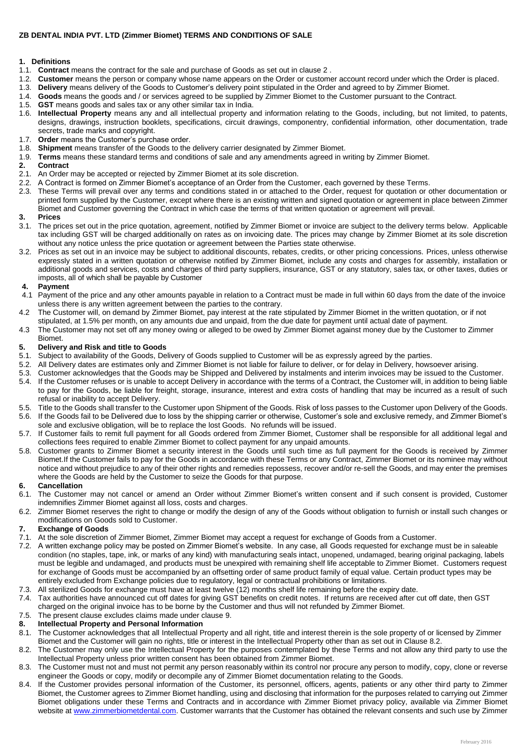# ZB DENTAL INDIA PVT. LTD (Zimmer Biomet) TERMS AND CONDITIONS OF SALE

## 1. Definitions

1.1. **Contract** means the contract for the sale and purchase of Goods as set out in clause 2 .

1.2. **Customer** means the person or company whose name appears on the Order or customer account record under which the Order is placed.

1.3. **Delivery** means delivery of the Goods to Customer's delivery point stipulated in the Order and agreed to by Zimmer Biomet.

1.4. **Goods** means the goods and / or services agreed to be supplied by Zimmer Biomet to the Customer pursuant to the Contract.

1.5. **GST** means goods and sales tax or any other similar tax in India.

1.6. **Intellectual Property** means any and all intellectual property and information relating to the Goods, including, but not limited, to patents, designs, drawings, instruction booklets, specifications, circuit drawings, componentry, confidential information, other documentation, trade secrets, trade marks and copyright.

1.7. **Order** means the Customer's purchase order.

1.8. **Shipment** means transfer of the Goods to the delivery carrier designated by Zimmer Biomet.

1.9. **Terms** means these standard terms and conditions of sale and any amendments agreed in writing by Zimmer Biomet.

## 2. Contract

2.1. An Order may be accepted or rejected by Zimmer Biomet at its sole discretion.

2.2. A Contract is formed on Zimmer Biomet's acceptance of an Order from the Customer, each governed by these Terms.

2.3. These Terms will prevail over any terms and conditions stated in or attached to the Order, request for quotation or other documentation or printed form supplied by the Customer, except where there is an existing written and signed quotation or agreement in place between Zimmer Biomet and Customer governing the Contract in which case the terms of that written quotation or agreement will prevail.

## 3. Prices

3.1. The prices set out in the price quotation, agreement, notified by Zimmer Biomet or invoice are subject to the delivery terms below. Applicable tax including GST will be charged additionally on rates as on invoicing date. The prices may change by Zimmer Biomet at its sole discretion without any notice unless the price quotation or agreement between the Parties state otherwise.

3.2. Prices as set out in an invoice may be subject to additional discounts, rebates, credits, or other pricing concessions. Prices, unless otherwise expressly stated in a written quotation or otherwise notified by Zimmer Biomet, include any costs and charges for assembly, installation or additional goods and services, costs and charges of third party suppliers, insurance, GST or any statutory, sales tax, or other taxes, duties or imposts, all of which shall be payable by Customer

## 4. Payment

4.1 Payment of the price and any other amounts payable in relation to a Contract must be made in full within 60 days from the date of the invoice unless there is any written agreement between the parties to the contrary.

4.2 The Customer will, on demand by Zimmer Biomet, pay interest at the rate stipulated by Zimmer Biomet in the written quotation, or if not stipulated, at 1.5% per month, on any amounts due and unpaid, from the due date for payment until actual date of payment.

4.3 The Customer may not set off any money owing or alleged to be owed by Zimmer Biomet against money due by the Customer to Zimmer Biomet.

## 5. Delivery and Risk and title to Goods

5.1. Subject to availability of the Goods, Delivery of Goods supplied to Customer will be as expressly agreed by the parties.

5.2. All Delivery dates are estimates only and Zimmer Biomet is not liable for failure to deliver, or for delay in Delivery, howsoever arising.

5.3. Customer acknowledges that the Goods may be Shipped and Delivered by instalments and interim invoices may be issued to the Customer.

5.4. If the Customer refuses or is unable to accept Delivery in accordance with the terms of a Contract, the Customer will, in addition to being liable to pay for the Goods, be liable for freight, storage, insurance, interest and extra costs of handling that may be incurred as a result of such refusal or inability to accept Delivery.

5.5. Title to the Goods shall transfer to the Customer upon Shipment of the Goods. Risk of loss passes to the Customer upon Delivery of the Goods.

5.6. If the Goods fail to be Delivered due to loss by the shipping carrier or otherwise, Customer's sole and exclusive remedy, and Zimmer Biomet's sole and exclusive obligation, will be to replace the lost Goods. No refunds will be issued.

5.7. If Customer fails to remit full payment for all Goods ordered from Zimmer Biomet, Customer shall be responsible for all additional legal and collections fees required to enable Zimmer Biomet to collect payment for any unpaid amounts.

5.8. Customer grants to Zimmer Biomet a security interest in the Goods until such time as full payment for the Goods is received by Zimmer Biomet.If the Customer fails to pay for the Goods in accordance with these Terms or any Contract, Zimmer Biomet or its nominee may without notice and without prejudice to any of their other rights and remedies repossess, recover and/or re-sell the Goods, and may enter the premises where the Goods are held by the Customer to seize the Goods for that purpose.

## 6. Cancellation

6.1. The Customer may not cancel or amend an Order without Zimmer Biomet's written consent and if such consent is provided, Customer indemnifies Zimmer Biomet against all loss, costs and charges.

6.2. Zimmer Biomet reserves the right to change or modify the design of any of the Goods without obligation to furnish or install such changes or modifications on Goods sold to Customer.

## 7. Exchange of Goods

7.1. At the sole discretion of Zimmer Biomet, Zimmer Biomet may accept a request for exchange of Goods from a Customer.

7.2. A written exchange policy may be posted on Zimmer Biomet's website. In any case, all Goods requested for exchange must be in saleable condition (no staples, tape, ink, or marks of any kind) with manufacturing seals intact, unopened, undamaged, bearing original packaging, labels must be legible and undamaged, and products must be unexpired with remaining shelf life acceptable to Zimmer Biomet. Customers request for exchange of Goods must be accompanied by an offsetting order of same product family of equal value. Certain product types may be entirely excluded from Exchange policies due to regulatory, legal or contractual prohibitions or limitations.

7.3. All sterilized Goods for exchange must have at least twelve (12) months shelf life remaining before the expiry date.

7.4. Tax authorities have announced cut off dates for giving GST benefits on credit notes. If returns are received after cut off date, then GST charged on the original invoice has to be borne by the Customer and thus will not refunded by Zimmer Biomet.

7.5. The present clause excludes claims made under clause 9.

## 8. Intellectual Property and Personal Information

8.1. The Customer acknowledges that all Intellectual Property and all right, title and interest therein is the sole property of or licensed by Zimmer Biomet and the Customer will gain no rights, title or interest in the Intellectual Property other than as set out in Clause 8.2.

8.2. The Customer may only use the Intellectual Property for the purposes contemplated by these Terms and not allow any third party to use the Intellectual Property unless prior written consent has been obtained from Zimmer Biomet.

8.3. The Customer must not and must not permit any person reasonably within its control nor procure any person to modify, copy, clone or reverse engineer the Goods or copy, modify or decompile any of Zimmer Biomet documentation relating to the Goods.

8.4. If the Customer provides personal information of the Customer, its personnel, officers, agents, patients or any other third party to Zimmer Biomet, the Customer agrees to Zimmer Biomet handling, using and disclosing that information for the purposes related to carrying out Zimmer Biomet obligations under these Terms and Contracts and in accordance with Zimmer Biomet privacy policy, available via Zimmer Biomet website at www.zimmerbiometdental.com. Customer warrants that the Customer has obtained the relevant consents and such use by Zimmer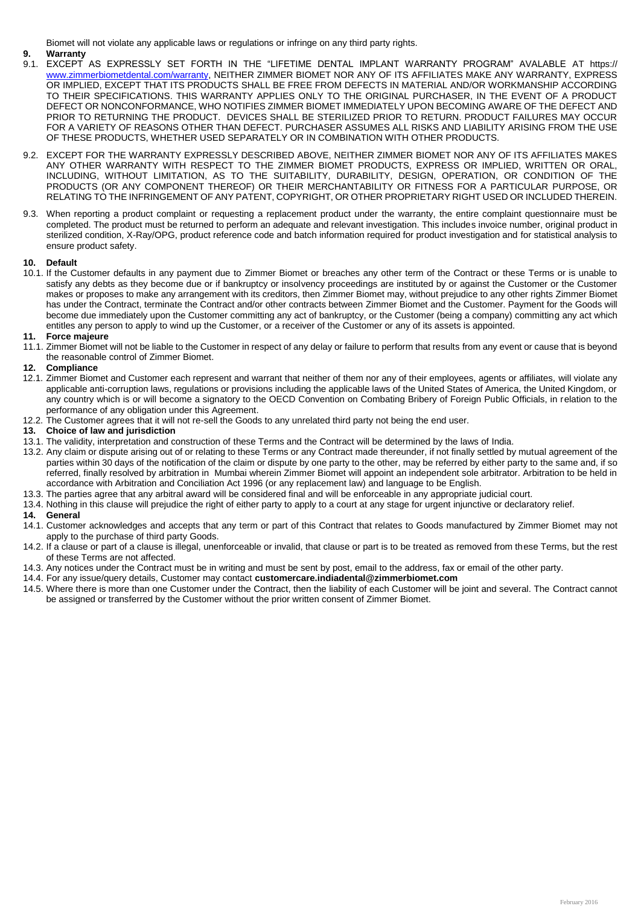Biomet will not violate any applicable laws or regulations or infringe on any third party rights.

**9. Warranty**

9.1. EXCEPT AS EXPRESSLY SET FORTH IN THE "LIFETIME DENTAL IMPLANT WARRANTY PROGRAM" AVALABLE AT https://www.zimmerbiometdental.com/warranty, NEITHER ZIMMER BIOMET NOR ANY OF ITS AFFILIATES MAKE ANY WARRANTY, EXPRESS OR IMPLIED, EXCEPT THAT ITS PRODUCTS SHALL BE FREE FROM DEFECTS IN MATERIAL AND/OR WORKMANSHIP ACCORDING TO THEIR SPECIFICATIONS. THIS WARRANTY APPLIES ONLY TO THE ORIGINAL PURCHASER, IN THE EVENT OF A PRODUCT DEFECT OR NONCONFORMANCE, WHO NOTIFIES ZIMMER BIOMET IMMEDIATELY UPON BECOMING AWARE OF THE DEFECT AND PRIOR TO RETURNING THE PRODUCT. DEVICES SHALL BE STERILIZED PRIOR TO RETURN. PRODUCT FAILURES MAY OCCUR FOR A VARIETY OF REASONS OTHER THAN DEFECT. PURCHASER ASSUMES ALL RISKS AND LIABILITY ARISING FROM THE USE OF THESE PRODUCTS, WHETHER USED SEPARATELY OR IN COMBINATION WITH OTHER PRODUCTS.

9.2. EXCEPT FOR THE WARRANTY EXPRESSLY DESCRIBED ABOVE, NEITHER ZIMMER BIOMET NOR ANY OF ITS AFFILIATES MAKES ANY OTHER WARRANTY WITH RESPECT TO THE ZIMMER BIOMET PRODUCTS, EXPRESS OR IMPLIED, WRITTEN OR ORAL, INCLUDING, WITHOUT LIMITATION, AS TO THE SUITABILITY, DURABILITY, DESIGN, OPERATION, OR CONDITION OF THE PRODUCTS (OR ANY COMPONENT THEREOF) OR THEIR MERCHANTABILITY OR FITNESS FOR A PARTICULAR PURPOSE, OR RELATING TO THE INFRINGEMENT OF ANY PATENT, COPYRIGHT, OR OTHER PROPRIETARY RIGHT USED OR INCLUDED THEREIN.

9.3. When reporting a product complaint or requesting a replacement product under the warranty, the entire complaint questionnaire must be completed. The product must be returned to perform an adequate and relevant investigation. This includes invoice number, original product in sterilized condition, X-Ray/OPG, product reference code and batch information required for product investigation and for statistical analysis to ensure product safety.

**10. Default**

10.1. If the Customer defaults in any payment due to Zimmer Biomet or breaches any other term of the Contract or these Terms or is unable to satisfy any debts as they become due or if bankruptcy or insolvency proceedings are instituted by or against the Customer or the Customer makes or proposes to make any arrangement with its creditors, then Zimmer Biomet may, without prejudice to any other rights Zimmer Biomet has under the Contract, terminate the Contract and/or other contracts between Zimmer Biomet and the Customer. Payment for the Goods will become due immediately upon the Customer committing any act of bankruptcy, or the Customer (being a company) committing any act which entitles any person to apply to wind up the Customer, or a receiver of the Customer or any of its assets is appointed.

**11. Force majeure**

11.1. Zimmer Biomet will not be liable to the Customer in respect of any delay or failure to perform that results from any event or cause that is beyond the reasonable control of Zimmer Biomet.

**12. Compliance**

12.1. Zimmer Biomet and Customer each represent and warrant that neither of them nor any of their employees, agents or affiliates, will violate any applicable anti-corruption laws, regulations or provisions including the applicable laws of the United States of America, the United Kingdom, or any country which is or will become a signatory to the OECD Convention on Combating Bribery of Foreign Public Officials, in relation to the performance of any obligation under this Agreement.

12.2. The Customer agrees that it will not re-sell the Goods to any unrelated third party not being the end user.

**13. Choice of law and jurisdiction**

13.1. The validity, interpretation and construction of these Terms and the Contract will be determined by the laws of India.

13.2. Any claim or dispute arising out of or relating to these Terms or any Contract made thereunder, if not finally settled by mutual agreement of the parties within 30 days of the notification of the claim or dispute by one party to the other, may be referred by either party to the same and, if so referred, finally resolved by arbitration in Mumbai wherein Zimmer Biomet will appoint an independent sole arbitrator. Arbitration to be held in accordance with Arbitration and Conciliation Act 1996 (or any replacement law) and language to be English.

13.3. The parties agree that any arbitral award will be considered final and will be enforceable in any appropriate judicial court.

13.4. Nothing in this clause will prejudice the right of either party to apply to a court at any stage for urgent injunctive or declaratory relief.

**14. General**

14.1. Customer acknowledges and accepts that any term or part of this Contract that relates to Goods manufactured by Zimmer Biomet may not apply to the purchase of third party Goods.

14.2. If a clause or part of a clause is illegal, unenforceable or invalid, that clause or part is to be treated as removed from these Terms, but the rest of these Terms are not affected.

14.3. Any notices under the Contract must be in writing and must be sent by post, email to the address, fax or email of the other party.

14.4. For any issue/query details, Customer may contact **customercare.indiadental@zimmerbiomet.com**

14.5. Where there is more than one Customer under the Contract, then the liability of each Customer will be joint and several. The Contract cannot be assigned or transferred by the Customer without the prior written consent of Zimmer Biomet.

February 2016